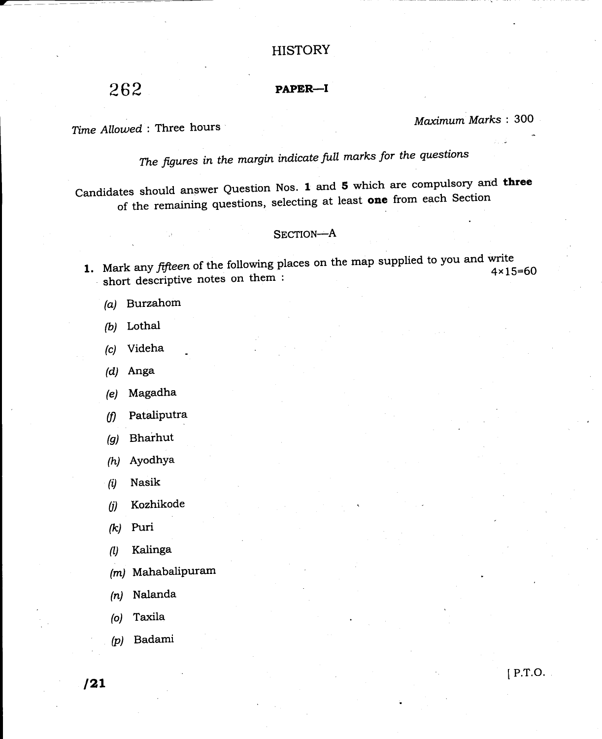# HISTORY

262

**PAPER—I**

*Time Allowed* : Three hours

*Maximum Marks* : 300

*The figures in the margin indicate full marks for the questions*

Candidates should answer Question Nos. **1** and **5** which are compulsory and **three** of the remaining questions, selecting at least **one** from each Section

## SECTION—A

**1.** Mark any *fifteen* of the following places on the map supplied to you and write short descriptive notes on them : 4×15=60

*(a)* Burzahom

*(b)* Lothal

*(c)* Videha

*(d)* Anga

*(e)* Magadha

*(f)* Pataliputra

*(g)* Bharhut

*(h)* Ayodhya

*(i)* Nasik

*(j)* Kozhikode

*(k)* Puri

*(l)* Kalinga

*(m)* Mahabalipuram

*(n)* Nalanda

*(o)* Taxila

*(p)* Badami

/21

[ P.T.O.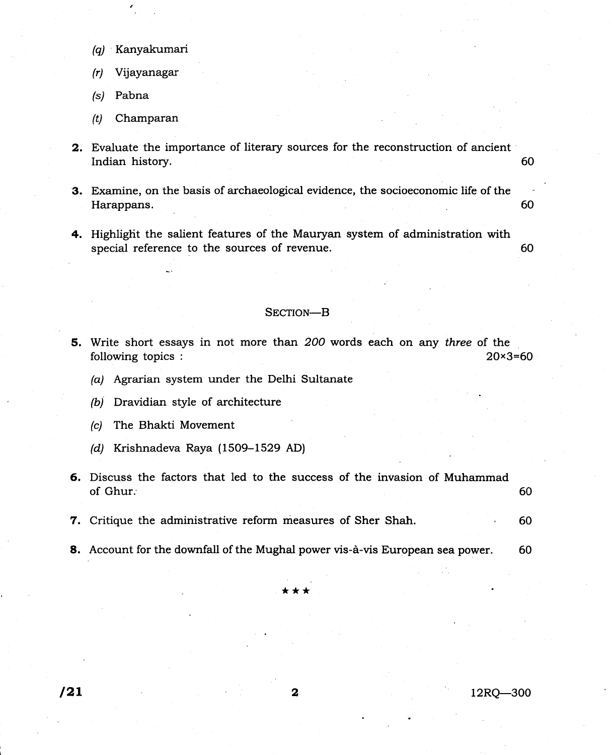(q) Kanyakumari

(r) Vijayanagar

(s) Pabna

(t) Champaran

**2.** Evaluate the importance of literary sources for the reconstruction of ancient Indian history. 60

**3.** Examine, on the basis of archaeological evidence, the socioeconomic life of the Harappans. 60

**4.** Highlight the salient features of the Mauryan system of administration with special reference to the sources of revenue. 60

## SECTION—B

**5.** Write short essays in not more than *200* words each on any *three* of the following topics : 20×3=60

(a) Agrarian system under the Delhi Sultanate

(b) Dravidian style of architecture

(c) The Bhakti Movement

(d) Krishnadeva Raya (1509–1529 AD)

**6.** Discuss the factors that led to the success of the invasion of Muhammad of Ghur. 60

**7.** Critique the administrative reform measures of Sher Shah. 60

**8.** Account for the downfall of the Mughal power vis-à-vis European sea power. 60

★★★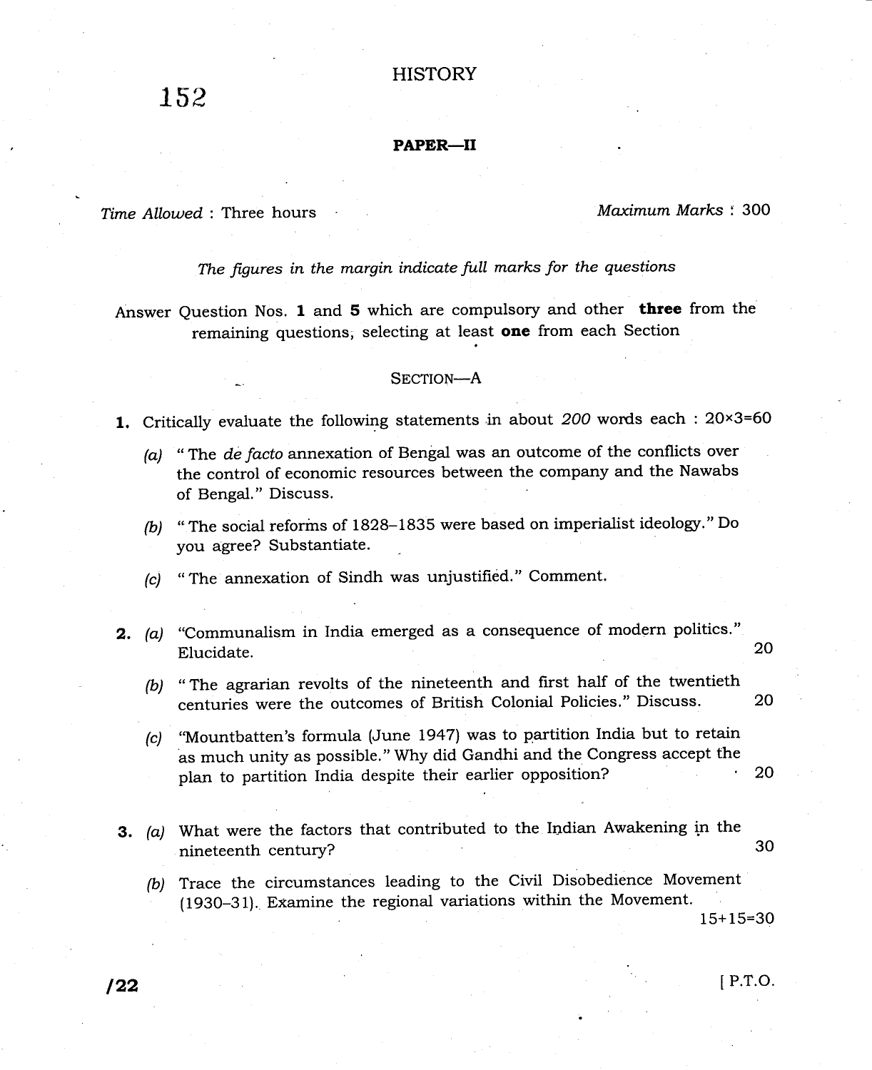152

# HISTORY

## PAPER—II

*Time Allowed* : Three hours *Maximum Marks* : 300

*The figures in the margin indicate full marks for the questions*

Answer Question Nos. **1** and **5** which are compulsory and other **three** from the remaining questions, selecting at least **one** from each Section

### SECTION—A

**1.** Critically evaluate the following statements in about *200* words each : 20×3=60

(a) "The *de facto* annexation of Bengal was an outcome of the conflicts over the control of economic resources between the company and the Nawabs of Bengal." Discuss.

(b) "The social reforms of 1828–1835 were based on imperialist ideology." Do you agree? Substantiate.

(c) "The annexation of Sindh was unjustified." Comment.

**2.** (a) "Communalism in India emerged as a consequence of modern politics." Elucidate. 20

(b) "The agrarian revolts of the nineteenth and first half of the twentieth centuries were the outcomes of British Colonial Policies." Discuss. 20

(c) "Mountbatten's formula (June 1947) was to partition India but to retain as much unity as possible." Why did Gandhi and the Congress accept the plan to partition India despite their earlier opposition? 20

**3.** (a) What were the factors that contributed to the Indian Awakening in the nineteenth century? 30

(b) Trace the circumstances leading to the Civil Disobedience Movement (1930–31). Examine the regional variations within the Movement. 15+15=30

/22 [ P.T.O.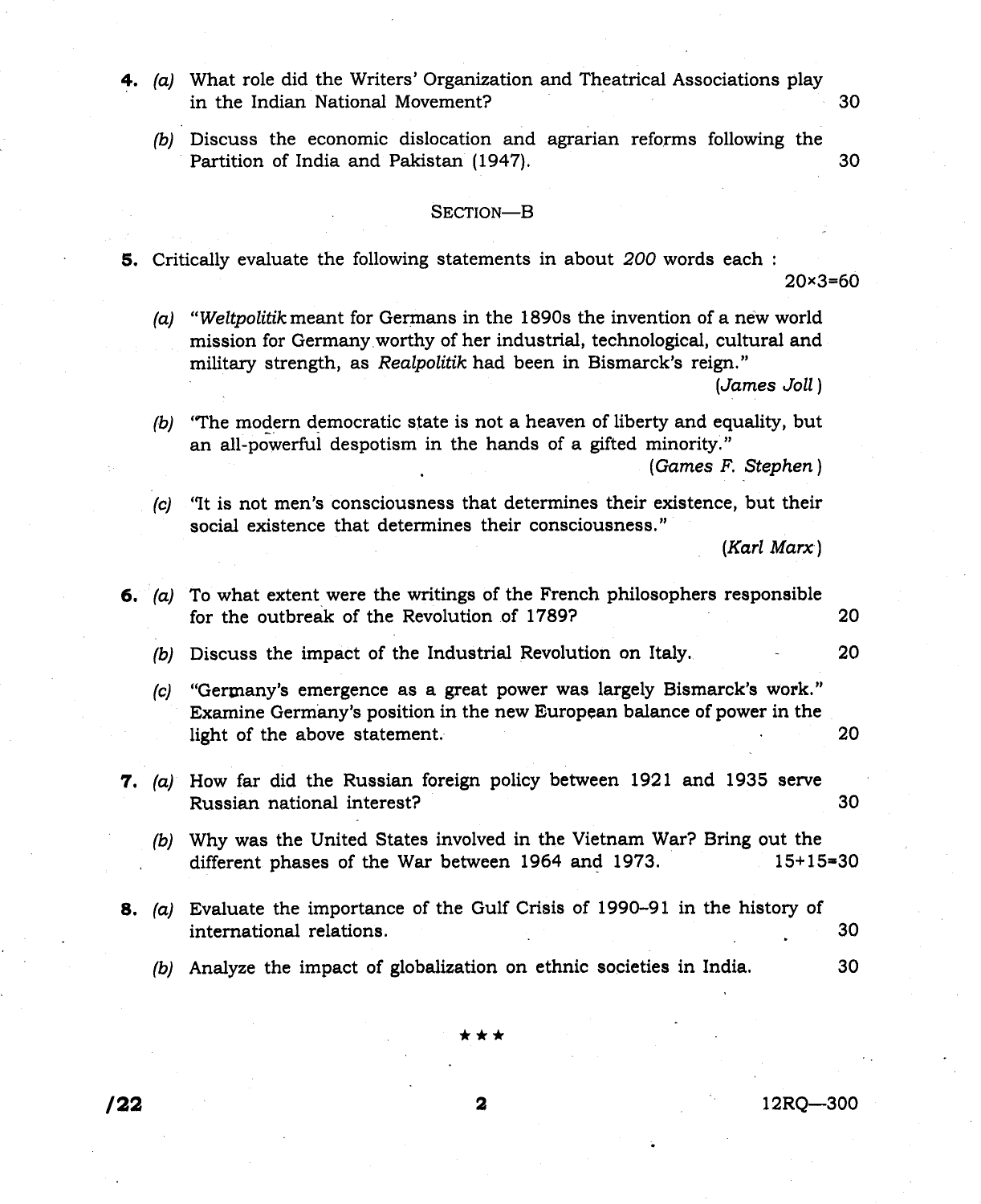4. (a) What role did the Writers' Organization and Theatrical Associations play in the Indian National Movement? 30

   (b) Discuss the economic dislocation and agrarian reforms following the Partition of India and Pakistan (1947). 30

## SECTION—B

5. Critically evaluate the following statements in about *200* words each : 20×3=60

   (a) "*Weltpolitik* meant for Germans in the 1890s the invention of a new world mission for Germany worthy of her industrial, technological, cultural and military strength, as *Realpolitik* had been in Bismarck's reign."
   (*James Joll*)

   (b) "The modern democratic state is not a heaven of liberty and equality, but an all-powerful despotism in the hands of a gifted minority."
   (*Games F. Stephen*)

   (c) "It is not men's consciousness that determines their existence, but their social existence that determines their consciousness."
   (*Karl Marx*)

6. (a) To what extent were the writings of the French philosophers responsible for the outbreak of the Revolution of 1789? 20

   (b) Discuss the impact of the Industrial Revolution on Italy. 20

   (c) "Germany's emergence as a great power was largely Bismarck's work." Examine Germany's position in the new European balance of power in the light of the above statement. 20

7. (a) How far did the Russian foreign policy between 1921 and 1935 serve Russian national interest? 30

   (b) Why was the United States involved in the Vietnam War? Bring out the different phases of the War between 1964 and 1973. 15+15=30

8. (a) Evaluate the importance of the Gulf Crisis of 1990–91 in the history of international relations. 30

   (b) Analyze the impact of globalization on ethnic societies in India. 30

★★★